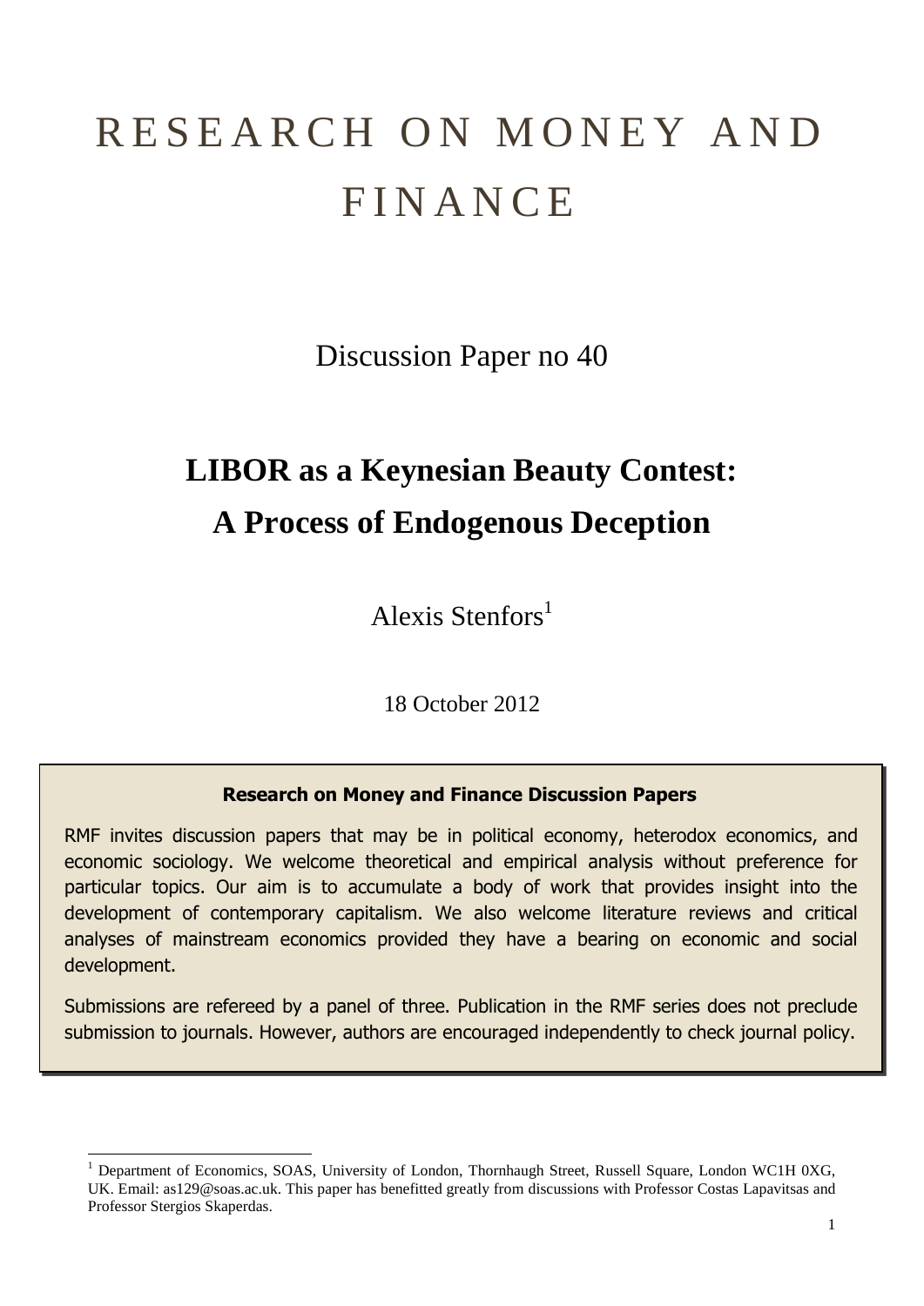# RESEARCH ON MONEY AND FINANCE

Discussion Paper no 40

## LIBOR as a Keynesian Beauty Contest: A Process of Endogenous Deception

Alexis Stenfors[1]

18 October 2012

**Research on Money and Finance Discussion Papers**

RMF invites discussion papers that may be in political economy, heterodox economics, and economic sociology. We welcome theoretical and empirical analysis without preference for particular topics. Our aim is to accumulate a body of work that provides insight into the development of contemporary capitalism. We also welcome literature reviews and critical analyses of mainstream economics provided they have a bearing on economic and social development.

Submissions are refereed by a panel of three. Publication in the RMF series does not preclude submission to journals. However, authors are encouraged independently to check journal policy.

---

[1] Department of Economics, SOAS, University of London, Thornhaugh Street, Russell Square, London WC1H 0XG, UK. Email: as129@soas.ac.uk. This paper has benefitted greatly from discussions with Professor Costas Lapavitsas and Professor Stergios Skaperdas.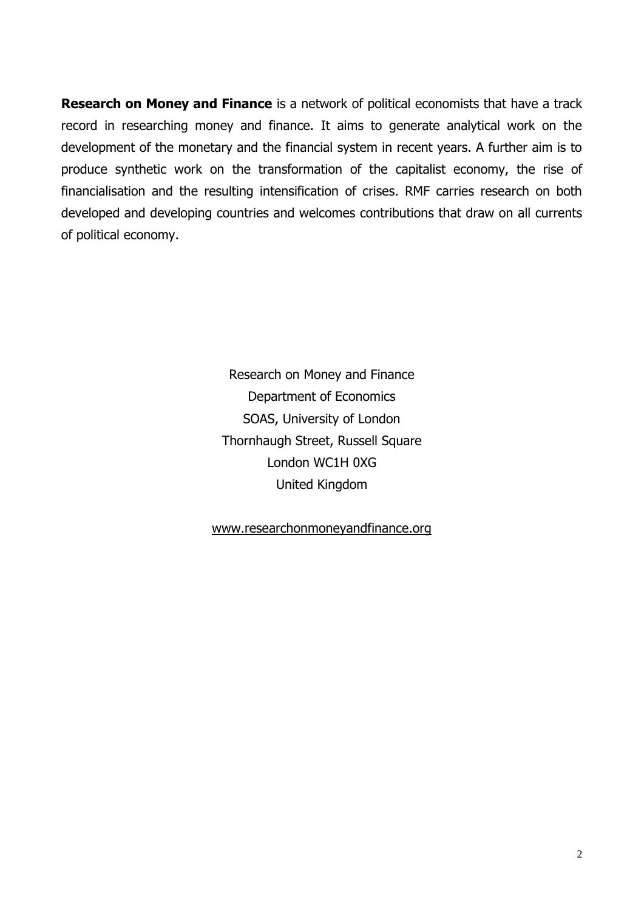**Research on Money and Finance** is a network of political economists that have a track record in researching money and finance. It aims to generate analytical work on the development of the monetary and the financial system in recent years. A further aim is to produce synthetic work on the transformation of the capitalist economy, the rise of financialisation and the resulting intensification of crises. RMF carries research on both developed and developing countries and welcomes contributions that draw on all currents of political economy.

Research on Money and Finance  
Department of Economics  
SOAS, University of London  
Thornhaugh Street, Russell Square  
London WC1H 0XG  
United Kingdom

www.researchonmoneyandfinance.org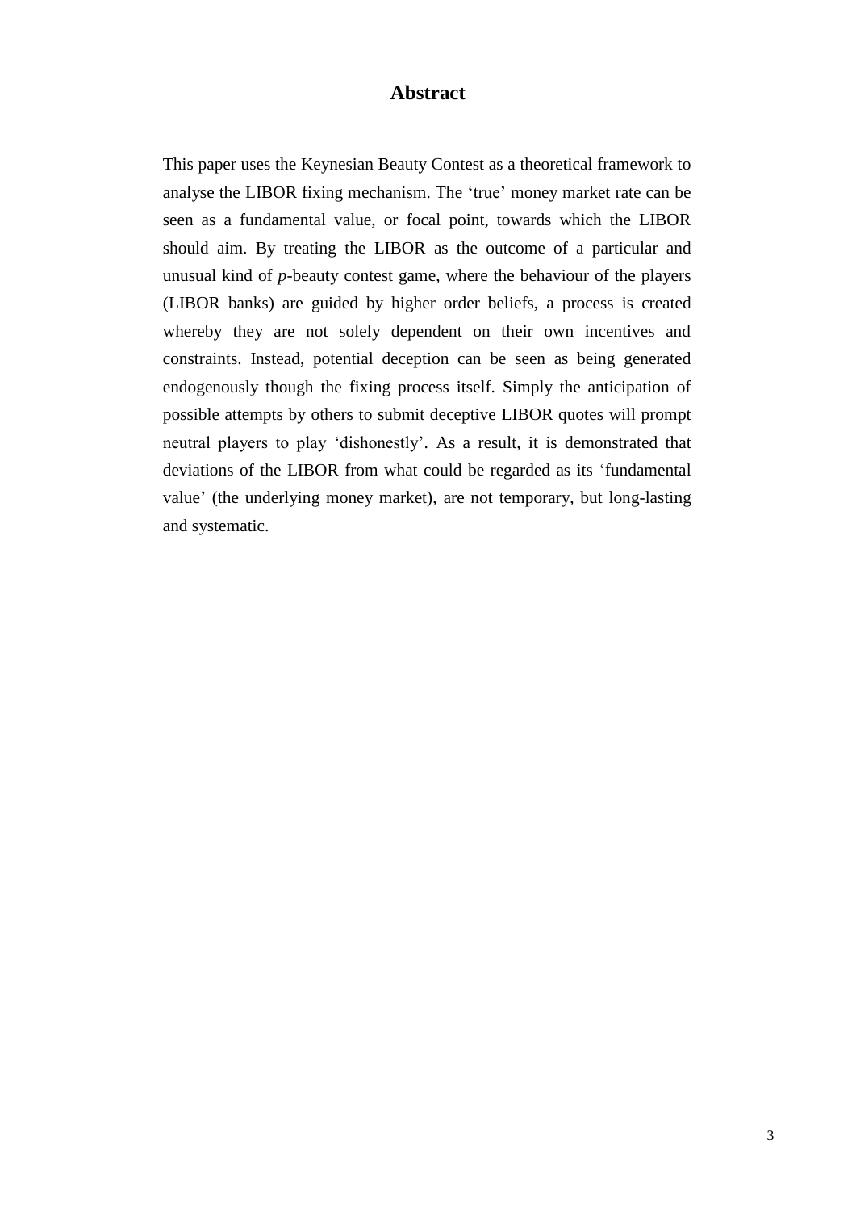# Abstract

This paper uses the Keynesian Beauty Contest as a theoretical framework to analyse the LIBOR fixing mechanism. The 'true' money market rate can be seen as a fundamental value, or focal point, towards which the LIBOR should aim. By treating the LIBOR as the outcome of a particular and unusual kind of *p*-beauty contest game, where the behaviour of the players (LIBOR banks) are guided by higher order beliefs, a process is created whereby they are not solely dependent on their own incentives and constraints. Instead, potential deception can be seen as being generated endogenously though the fixing process itself. Simply the anticipation of possible attempts by others to submit deceptive LIBOR quotes will prompt neutral players to play 'dishonestly'. As a result, it is demonstrated that deviations of the LIBOR from what could be regarded as its 'fundamental value' (the underlying money market), are not temporary, but long-lasting and systematic.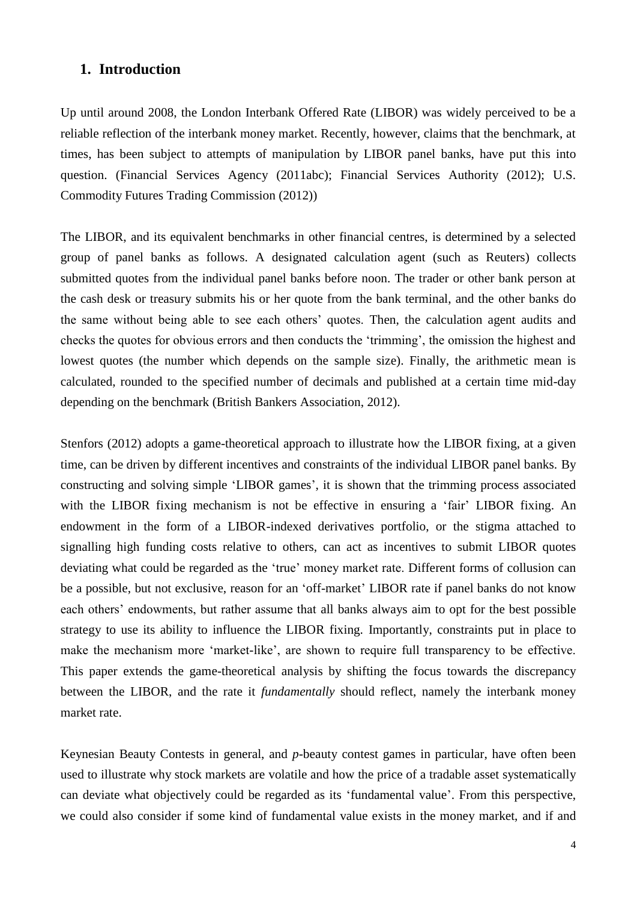## 1. Introduction

Up until around 2008, the London Interbank Offered Rate (LIBOR) was widely perceived to be a reliable reflection of the interbank money market. Recently, however, claims that the benchmark, at times, has been subject to attempts of manipulation by LIBOR panel banks, have put this into question. (Financial Services Agency (2011abc); Financial Services Authority (2012); U.S. Commodity Futures Trading Commission (2012))

The LIBOR, and its equivalent benchmarks in other financial centres, is determined by a selected group of panel banks as follows. A designated calculation agent (such as Reuters) collects submitted quotes from the individual panel banks before noon. The trader or other bank person at the cash desk or treasury submits his or her quote from the bank terminal, and the other banks do the same without being able to see each others' quotes. Then, the calculation agent audits and checks the quotes for obvious errors and then conducts the 'trimming', the omission the highest and lowest quotes (the number which depends on the sample size). Finally, the arithmetic mean is calculated, rounded to the specified number of decimals and published at a certain time mid-day depending on the benchmark (British Bankers Association, 2012).

Stenfors (2012) adopts a game-theoretical approach to illustrate how the LIBOR fixing, at a given time, can be driven by different incentives and constraints of the individual LIBOR panel banks. By constructing and solving simple 'LIBOR games', it is shown that the trimming process associated with the LIBOR fixing mechanism is not be effective in ensuring a 'fair' LIBOR fixing. An endowment in the form of a LIBOR-indexed derivatives portfolio, or the stigma attached to signalling high funding costs relative to others, can act as incentives to submit LIBOR quotes deviating what could be regarded as the 'true' money market rate. Different forms of collusion can be a possible, but not exclusive, reason for an 'off-market' LIBOR rate if panel banks do not know each others' endowments, but rather assume that all banks always aim to opt for the best possible strategy to use its ability to influence the LIBOR fixing. Importantly, constraints put in place to make the mechanism more 'market-like', are shown to require full transparency to be effective. This paper extends the game-theoretical analysis by shifting the focus towards the discrepancy between the LIBOR, and the rate it *fundamentally* should reflect, namely the interbank money market rate.

Keynesian Beauty Contests in general, and *p*-beauty contest games in particular, have often been used to illustrate why stock markets are volatile and how the price of a tradable asset systematically can deviate what objectively could be regarded as its 'fundamental value'. From this perspective, we could also consider if some kind of fundamental value exists in the money market, and if and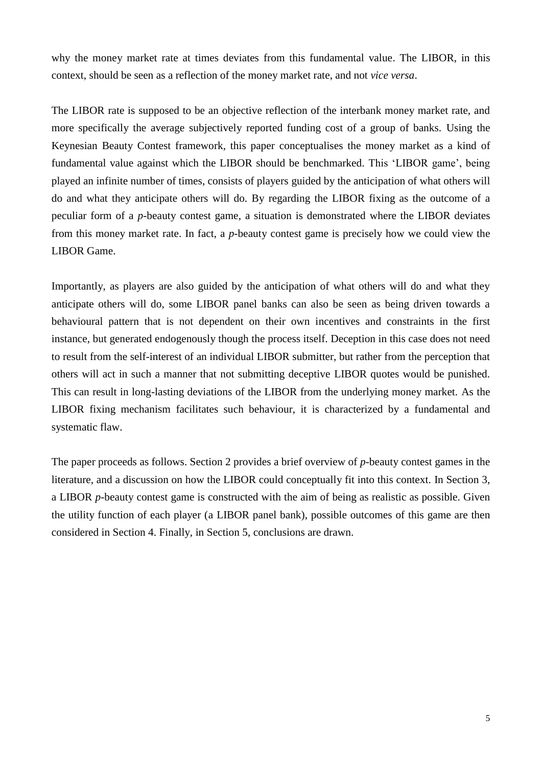why the money market rate at times deviates from this fundamental value. The LIBOR, in this context, should be seen as a reflection of the money market rate, and not *vice versa*.

The LIBOR rate is supposed to be an objective reflection of the interbank money market rate, and more specifically the average subjectively reported funding cost of a group of banks. Using the Keynesian Beauty Contest framework, this paper conceptualises the money market as a kind of fundamental value against which the LIBOR should be benchmarked. This 'LIBOR game', being played an infinite number of times, consists of players guided by the anticipation of what others will do and what they anticipate others will do. By regarding the LIBOR fixing as the outcome of a peculiar form of a *p*-beauty contest game, a situation is demonstrated where the LIBOR deviates from this money market rate. In fact, a *p*-beauty contest game is precisely how we could view the LIBOR Game.

Importantly, as players are also guided by the anticipation of what others will do and what they anticipate others will do, some LIBOR panel banks can also be seen as being driven towards a behavioural pattern that is not dependent on their own incentives and constraints in the first instance, but generated endogenously though the process itself. Deception in this case does not need to result from the self-interest of an individual LIBOR submitter, but rather from the perception that others will act in such a manner that not submitting deceptive LIBOR quotes would be punished. This can result in long-lasting deviations of the LIBOR from the underlying money market. As the LIBOR fixing mechanism facilitates such behaviour, it is characterized by a fundamental and systematic flaw.

The paper proceeds as follows. Section 2 provides a brief overview of *p*-beauty contest games in the literature, and a discussion on how the LIBOR could conceptually fit into this context. In Section 3, a LIBOR *p*-beauty contest game is constructed with the aim of being as realistic as possible. Given the utility function of each player (a LIBOR panel bank), possible outcomes of this game are then considered in Section 4. Finally, in Section 5, conclusions are drawn.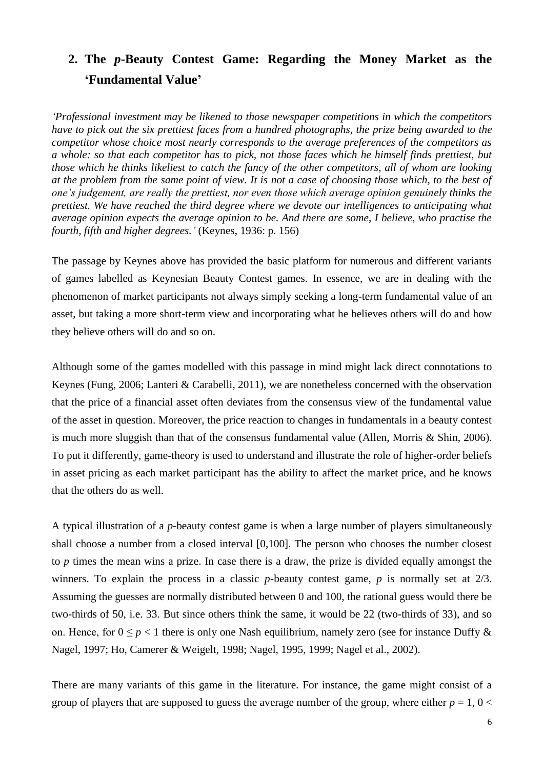## 2. The *p*-Beauty Contest Game: Regarding the Money Market as the 'Fundamental Value'

*'Professional investment may be likened to those newspaper competitions in which the competitors have to pick out the six prettiest faces from a hundred photographs, the prize being awarded to the competitor whose choice most nearly corresponds to the average preferences of the competitors as a whole: so that each competitor has to pick, not those faces which he himself finds prettiest, but those which he thinks likeliest to catch the fancy of the other competitors, all of whom are looking at the problem from the same point of view. It is not a case of choosing those which, to the best of one's judgement, are really the prettiest, nor even those which average opinion genuinely thinks the prettiest. We have reached the third degree where we devote our intelligences to anticipating what average opinion expects the average opinion to be. And there are some, I believe, who practise the fourth, fifth and higher degrees.'* (Keynes, 1936: p. 156)

The passage by Keynes above has provided the basic platform for numerous and different variants of games labelled as Keynesian Beauty Contest games. In essence, we are in dealing with the phenomenon of market participants not always simply seeking a long-term fundamental value of an asset, but taking a more short-term view and incorporating what he believes others will do and how they believe others will do and so on.

Although some of the games modelled with this passage in mind might lack direct connotations to Keynes (Fung, 2006; Lanteri & Carabelli, 2011), we are nonetheless concerned with the observation that the price of a financial asset often deviates from the consensus view of the fundamental value of the asset in question. Moreover, the price reaction to changes in fundamentals in a beauty contest is much more sluggish than that of the consensus fundamental value (Allen, Morris & Shin, 2006). To put it differently, game-theory is used to understand and illustrate the role of higher-order beliefs in asset pricing as each market participant has the ability to affect the market price, and he knows that the others do as well.

A typical illustration of a *p*-beauty contest game is when a large number of players simultaneously shall choose a number from a closed interval [0,100]. The person who chooses the number closest to *p* times the mean wins a prize. In case there is a draw, the prize is divided equally amongst the winners. To explain the process in a classic *p*-beauty contest game, *p* is normally set at 2/3. Assuming the guesses are normally distributed between 0 and 100, the rational guess would there be two-thirds of 50, i.e. 33. But since others think the same, it would be 22 (two-thirds of 33), and so on. Hence, for $0 \leq p < 1$ there is only one Nash equilibrium, namely zero (see for instance Duffy & Nagel, 1997; Ho, Camerer & Weigelt, 1998; Nagel, 1995, 1999; Nagel et al., 2002).

There are many variants of this game in the literature. For instance, the game might consist of a group of players that are supposed to guess the average number of the group, where either $p = 1$, $0 <$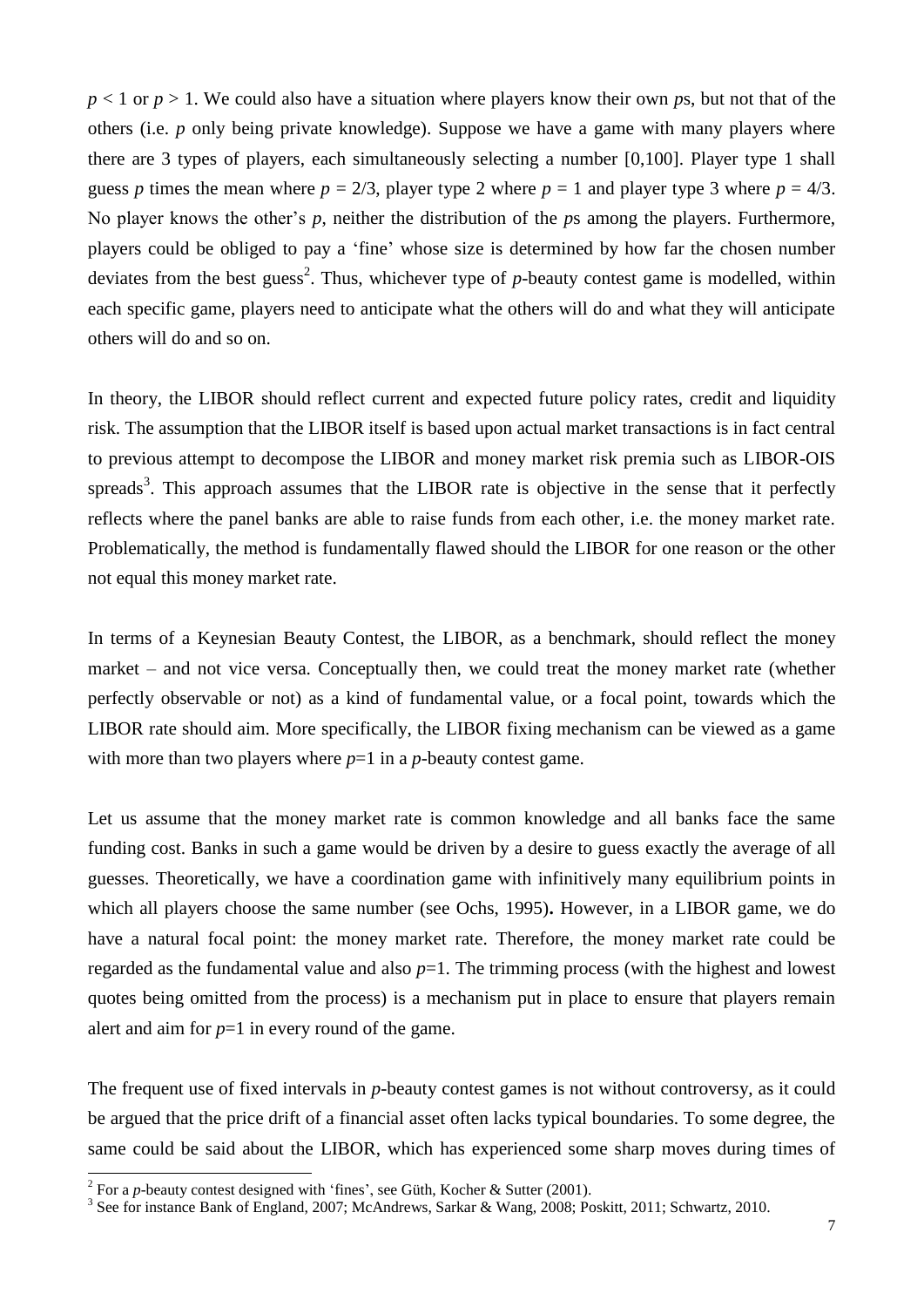$p < 1$ or $p > 1$. We could also have a situation where players know their own $p$s, but not that of the others (i.e. $p$ only being private knowledge). Suppose we have a game with many players where there are 3 types of players, each simultaneously selecting a number [0,100]. Player type 1 shall guess $p$ times the mean where $p = 2/3$, player type 2 where $p = 1$ and player type 3 where $p = 4/3$. No player knows the other's $p$, neither the distribution of the $p$s among the players. Furthermore, players could be obliged to pay a 'fine' whose size is determined by how far the chosen number deviates from the best guess[2]. Thus, whichever type of $p$-beauty contest game is modelled, within each specific game, players need to anticipate what the others will do and what they will anticipate others will do and so on.

In theory, the LIBOR should reflect current and expected future policy rates, credit and liquidity risk. The assumption that the LIBOR itself is based upon actual market transactions is in fact central to previous attempt to decompose the LIBOR and money market risk premia such as LIBOR-OIS spreads[3]. This approach assumes that the LIBOR rate is objective in the sense that it perfectly reflects where the panel banks are able to raise funds from each other, i.e. the money market rate. Problematically, the method is fundamentally flawed should the LIBOR for one reason or the other not equal this money market rate.

In terms of a Keynesian Beauty Contest, the LIBOR, as a benchmark, should reflect the money market – and not vice versa. Conceptually then, we could treat the money market rate (whether perfectly observable or not) as a kind of fundamental value, or a focal point, towards which the LIBOR rate should aim. More specifically, the LIBOR fixing mechanism can be viewed as a game with more than two players where $p$=1 in a $p$-beauty contest game.

Let us assume that the money market rate is common knowledge and all banks face the same funding cost. Banks in such a game would be driven by a desire to guess exactly the average of all guesses. Theoretically, we have a coordination game with infinitively many equilibrium points in which all players choose the same number (see Ochs, 1995). However, in a LIBOR game, we do have a natural focal point: the money market rate. Therefore, the money market rate could be regarded as the fundamental value and also $p$=1. The trimming process (with the highest and lowest quotes being omitted from the process) is a mechanism put in place to ensure that players remain alert and aim for $p$=1 in every round of the game.

The frequent use of fixed intervals in $p$-beauty contest games is not without controversy, as it could be argued that the price drift of a financial asset often lacks typical boundaries. To some degree, the same could be said about the LIBOR, which has experienced some sharp moves during times of

[2] For a $p$-beauty contest designed with 'fines', see Güth, Kocher & Sutter (2001).

[3] See for instance Bank of England, 2007; McAndrews, Sarkar & Wang, 2008; Poskitt, 2011; Schwartz, 2010.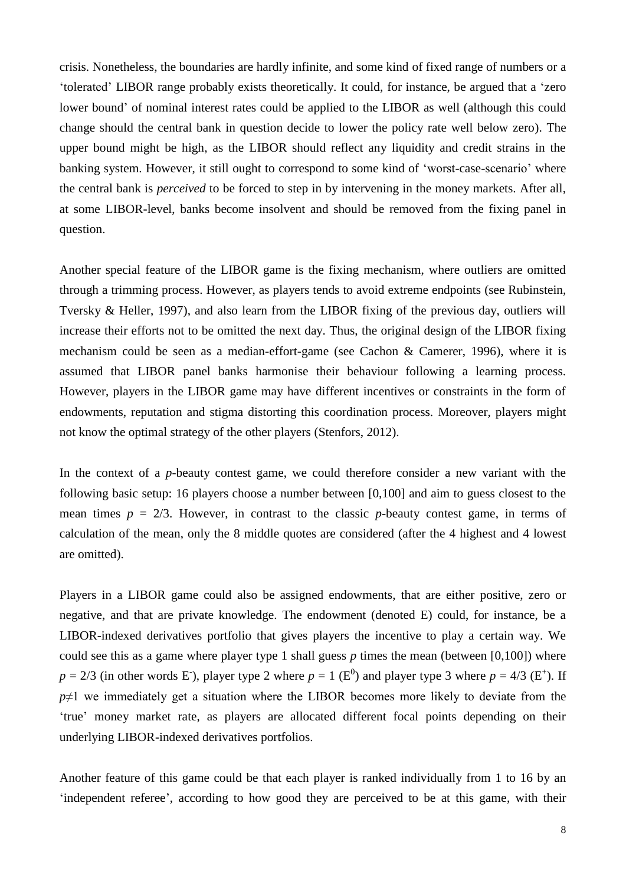crisis. Nonetheless, the boundaries are hardly infinite, and some kind of fixed range of numbers or a 'tolerated' LIBOR range probably exists theoretically. It could, for instance, be argued that a 'zero lower bound' of nominal interest rates could be applied to the LIBOR as well (although this could change should the central bank in question decide to lower the policy rate well below zero). The upper bound might be high, as the LIBOR should reflect any liquidity and credit strains in the banking system. However, it still ought to correspond to some kind of 'worst-case-scenario' where the central bank is *perceived* to be forced to step in by intervening in the money markets. After all, at some LIBOR-level, banks become insolvent and should be removed from the fixing panel in question.

Another special feature of the LIBOR game is the fixing mechanism, where outliers are omitted through a trimming process. However, as players tends to avoid extreme endpoints (see Rubinstein, Tversky & Heller, 1997), and also learn from the LIBOR fixing of the previous day, outliers will increase their efforts not to be omitted the next day. Thus, the original design of the LIBOR fixing mechanism could be seen as a median-effort-game (see Cachon & Camerer, 1996), where it is assumed that LIBOR panel banks harmonise their behaviour following a learning process. However, players in the LIBOR game may have different incentives or constraints in the form of endowments, reputation and stigma distorting this coordination process. Moreover, players might not know the optimal strategy of the other players (Stenfors, 2012).

In the context of a *p*-beauty contest game, we could therefore consider a new variant with the following basic setup: 16 players choose a number between [0,100] and aim to guess closest to the mean times $p = 2/3$. However, in contrast to the classic *p*-beauty contest game, in terms of calculation of the mean, only the 8 middle quotes are considered (after the 4 highest and 4 lowest are omitted).

Players in a LIBOR game could also be assigned endowments, that are either positive, zero or negative, and that are private knowledge. The endowment (denoted E) could, for instance, be a LIBOR-indexed derivatives portfolio that gives players the incentive to play a certain way. We could see this as a game where player type 1 shall guess $p$ times the mean (between [0,100]) where $p = 2/3$ (in other words $E^-$), player type 2 where $p = 1$ ($E^0$) and player type 3 where $p = 4/3$ ($E^+$). If $p \neq 1$ we immediately get a situation where the LIBOR becomes more likely to deviate from the 'true' money market rate, as players are allocated different focal points depending on their underlying LIBOR-indexed derivatives portfolios.

Another feature of this game could be that each player is ranked individually from 1 to 16 by an 'independent referee', according to how good they are perceived to be at this game, with their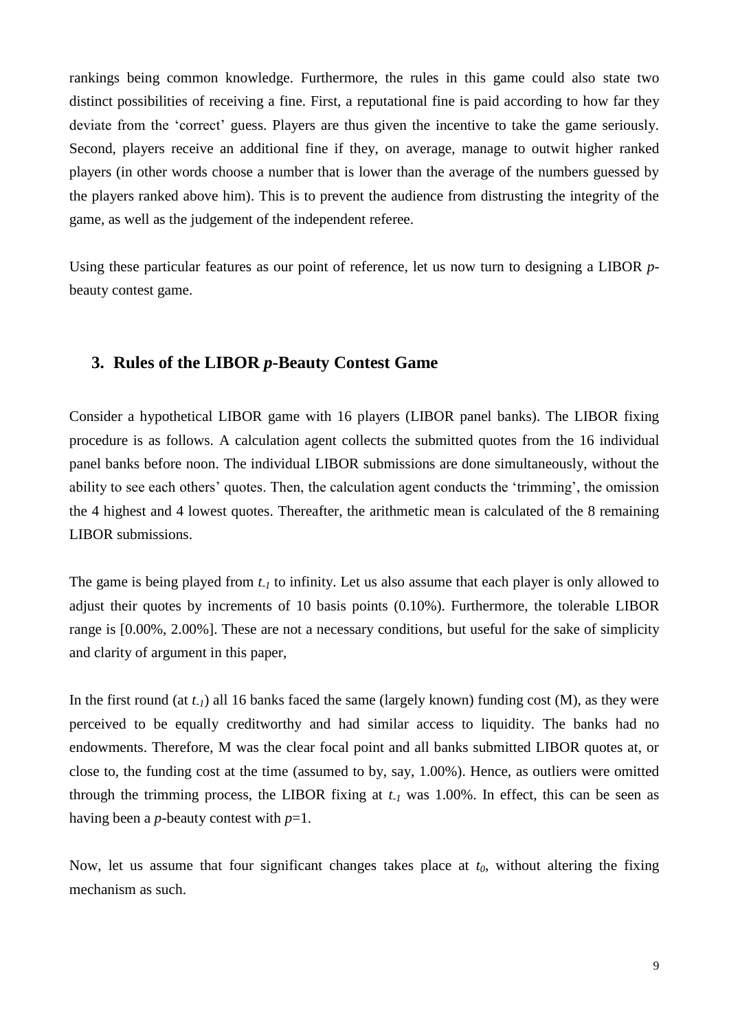rankings being common knowledge. Furthermore, the rules in this game could also state two distinct possibilities of receiving a fine. First, a reputational fine is paid according to how far they deviate from the 'correct' guess. Players are thus given the incentive to take the game seriously. Second, players receive an additional fine if they, on average, manage to outwit higher ranked players (in other words choose a number that is lower than the average of the numbers guessed by the players ranked above him). This is to prevent the audience from distrusting the integrity of the game, as well as the judgement of the independent referee.

Using these particular features as our point of reference, let us now turn to designing a LIBOR *p*-beauty contest game.

## 3. Rules of the LIBOR *p*-Beauty Contest Game

Consider a hypothetical LIBOR game with 16 players (LIBOR panel banks). The LIBOR fixing procedure is as follows. A calculation agent collects the submitted quotes from the 16 individual panel banks before noon. The individual LIBOR submissions are done simultaneously, without the ability to see each others' quotes. Then, the calculation agent conducts the 'trimming', the omission the 4 highest and 4 lowest quotes. Thereafter, the arithmetic mean is calculated of the 8 remaining LIBOR submissions.

The game is being played from $t_{-1}$ to infinity. Let us also assume that each player is only allowed to adjust their quotes by increments of 10 basis points (0.10%). Furthermore, the tolerable LIBOR range is [0.00%, 2.00%]. These are not a necessary conditions, but useful for the sake of simplicity and clarity of argument in this paper,

In the first round (at $t_{-1}$) all 16 banks faced the same (largely known) funding cost (M), as they were perceived to be equally creditworthy and had similar access to liquidity. The banks had no endowments. Therefore, M was the clear focal point and all banks submitted LIBOR quotes at, or close to, the funding cost at the time (assumed to by, say, 1.00%). Hence, as outliers were omitted through the trimming process, the LIBOR fixing at $t_{-1}$ was 1.00%. In effect, this can be seen as having been a *p*-beauty contest with $p$=1.

Now, let us assume that four significant changes takes place at $t_0$, without altering the fixing mechanism as such.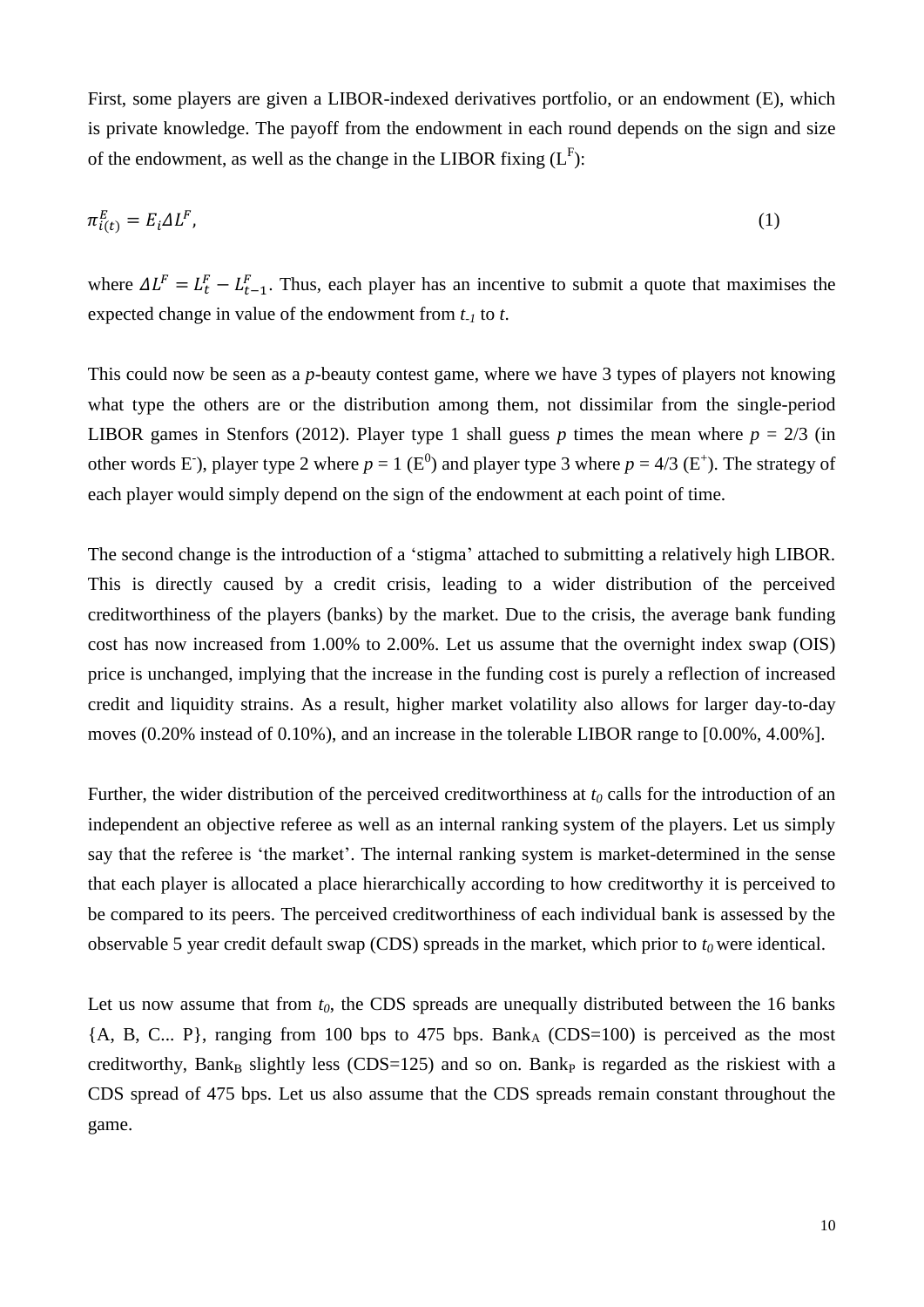First, some players are given a LIBOR-indexed derivatives portfolio, or an endowment (E), which is private knowledge. The payoff from the endowment in each round depends on the sign and size of the endowment, as well as the change in the LIBOR fixing ($L^F$):

$$\pi^E_{i(t)} = E_i \Delta L^F, \tag{1}$$

where $\Delta L^F = L^F_t - L^F_{t-1}$. Thus, each player has an incentive to submit a quote that maximises the expected change in value of the endowment from $t_{-1}$ to $t$.

This could now be seen as a *p*-beauty contest game, where we have 3 types of players not knowing what type the others are or the distribution among them, not dissimilar from the single-period LIBOR games in Stenfors (2012). Player type 1 shall guess *p* times the mean where $p = 2/3$ (in other words $E^-$), player type 2 where $p = 1$ ($E^0$) and player type 3 where $p = 4/3$ ($E^+$). The strategy of each player would simply depend on the sign of the endowment at each point of time.

The second change is the introduction of a 'stigma' attached to submitting a relatively high LIBOR. This is directly caused by a credit crisis, leading to a wider distribution of the perceived creditworthiness of the players (banks) by the market. Due to the crisis, the average bank funding cost has now increased from 1.00% to 2.00%. Let us assume that the overnight index swap (OIS) price is unchanged, implying that the increase in the funding cost is purely a reflection of increased credit and liquidity strains. As a result, higher market volatility also allows for larger day-to-day moves (0.20% instead of 0.10%), and an increase in the tolerable LIBOR range to [0.00%, 4.00%].

Further, the wider distribution of the perceived creditworthiness at $t_0$ calls for the introduction of an independent an objective referee as well as an internal ranking system of the players. Let us simply say that the referee is 'the market'. The internal ranking system is market-determined in the sense that each player is allocated a place hierarchically according to how creditworthy it is perceived to be compared to its peers. The perceived creditworthiness of each individual bank is assessed by the observable 5 year credit default swap (CDS) spreads in the market, which prior to $t_0$ were identical.

Let us now assume that from $t_0$, the CDS spreads are unequally distributed between the 16 banks {A, B, C... P}, ranging from 100 bps to 475 bps. $\text{Bank}_A$ (CDS=100) is perceived as the most creditworthy, $\text{Bank}_B$ slightly less (CDS=125) and so on. $\text{Bank}_P$ is regarded as the riskiest with a CDS spread of 475 bps. Let us also assume that the CDS spreads remain constant throughout the game.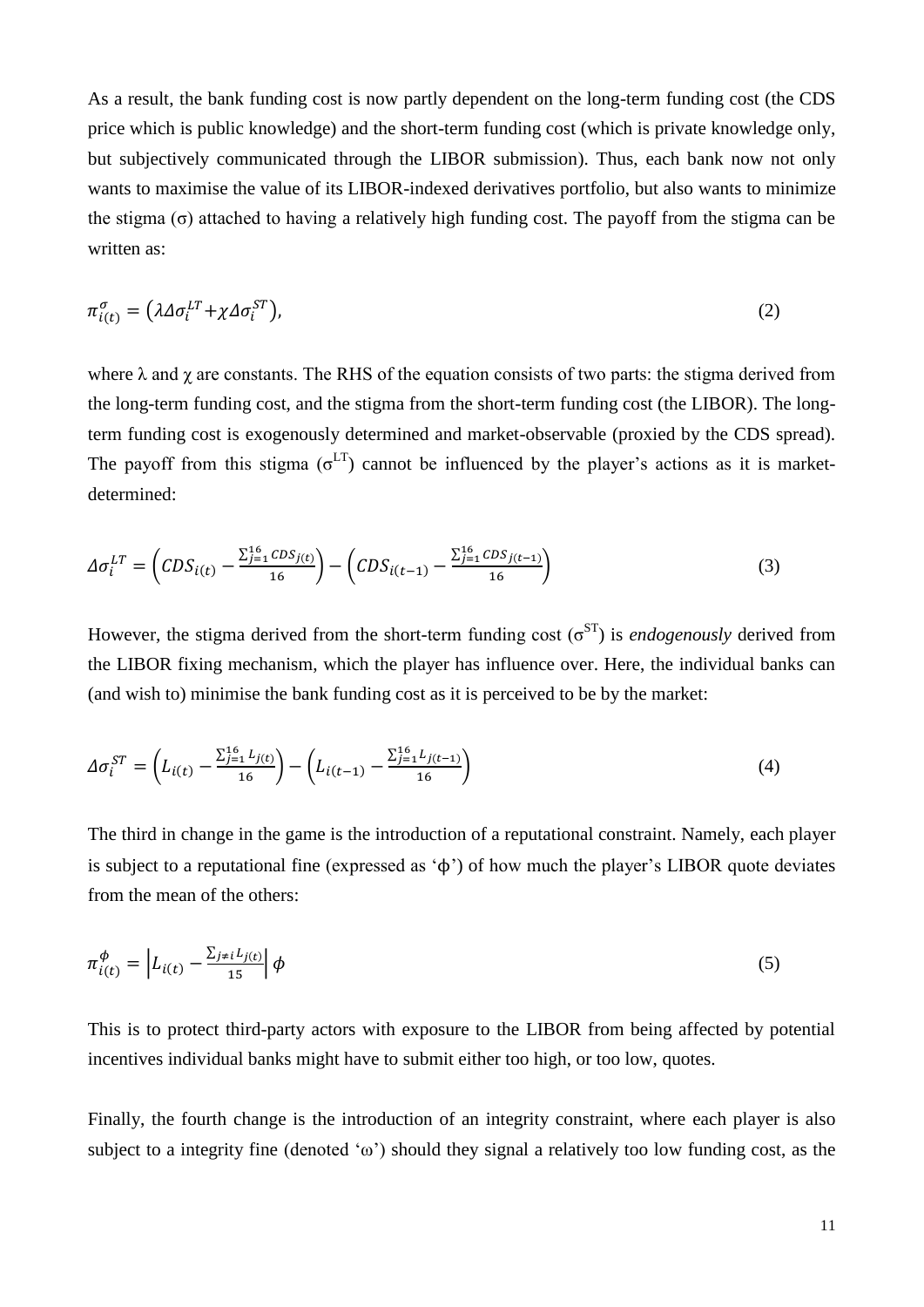As a result, the bank funding cost is now partly dependent on the long-term funding cost (the CDS price which is public knowledge) and the short-term funding cost (which is private knowledge only, but subjectively communicated through the LIBOR submission). Thus, each bank now not only wants to maximise the value of its LIBOR-indexed derivatives portfolio, but also wants to minimize the stigma (σ) attached to having a relatively high funding cost. The payoff from the stigma can be written as:

$$\pi^{\sigma}_{i(t)} = \left(\lambda \Delta\sigma^{LT}_{i} + \chi \Delta\sigma^{ST}_{i}\right), \tag{2}$$

where λ and χ are constants. The RHS of the equation consists of two parts: the stigma derived from the long-term funding cost, and the stigma from the short-term funding cost (the LIBOR). The long-term funding cost is exogenously determined and market-observable (proxied by the CDS spread). The payoff from this stigma ($\sigma^{LT}$) cannot be influenced by the player's actions as it is market-determined:

$$\Delta\sigma^{LT}_{i} = \left(CDS_{i(t)} - \frac{\sum_{j=1}^{16} CDS_{j(t)}}{16}\right) - \left(CDS_{i(t-1)} - \frac{\sum_{j=1}^{16} CDS_{j(t-1)}}{16}\right) \tag{3}$$

However, the stigma derived from the short-term funding cost ($\sigma^{ST}$) is *endogenously* derived from the LIBOR fixing mechanism, which the player has influence over. Here, the individual banks can (and wish to) minimise the bank funding cost as it is perceived to be by the market:

$$\Delta\sigma^{ST}_{i} = \left(L_{i(t)} - \frac{\sum_{j=1}^{16} L_{j(t)}}{16}\right) - \left(L_{i(t-1)} - \frac{\sum_{j=1}^{16} L_{j(t-1)}}{16}\right) \tag{4}$$

The third in change in the game is the introduction of a reputational constraint. Namely, each player is subject to a reputational fine (expressed as 'ϕ') of how much the player's LIBOR quote deviates from the mean of the others:

$$\pi^{\phi}_{i(t)} = \left| L_{i(t)} - \frac{\sum_{j \neq i} L_{j(t)}}{15} \right| \phi \tag{5}$$

This is to protect third-party actors with exposure to the LIBOR from being affected by potential incentives individual banks might have to submit either too high, or too low, quotes.

Finally, the fourth change is the introduction of an integrity constraint, where each player is also subject to a integrity fine (denoted 'ω') should they signal a relatively too low funding cost, as the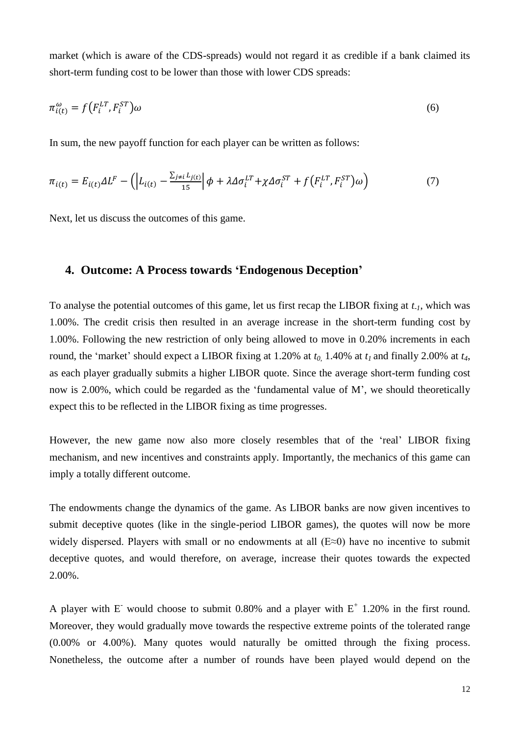market (which is aware of the CDS-spreads) would not regard it as credible if a bank claimed its short-term funding cost to be lower than those with lower CDS spreads:

$$\pi^{\omega}_{i(t)} = f\left(F_i^{LT}, F_i^{ST}\right)\omega \tag{6}$$

In sum, the new payoff function for each player can be written as follows:

$$\pi_{i(t)} = E_{i(t)}\Delta L^F - \left(\left|L_{i(t)} - \frac{\sum_{j\neq i} L_{j(t)}}{15}\right|\phi + \lambda\Delta\sigma_i^{LT} + \chi\Delta\sigma_i^{ST} + f\left(F_i^{LT}, F_i^{ST}\right)\omega\right) \tag{7}$$

Next, let us discuss the outcomes of this game.

## 4. Outcome: A Process towards 'Endogenous Deception'

To analyse the potential outcomes of this game, let us first recap the LIBOR fixing at $t_{-1}$, which was 1.00%. The credit crisis then resulted in an average increase in the short-term funding cost by 1.00%. Following the new restriction of only being allowed to move in 0.20% increments in each round, the 'market' should expect a LIBOR fixing at 1.20% at $t_0$, 1.40% at $t_1$ and finally 2.00% at $t_4$, as each player gradually submits a higher LIBOR quote. Since the average short-term funding cost now is 2.00%, which could be regarded as the 'fundamental value of M', we should theoretically expect this to be reflected in the LIBOR fixing as time progresses.

However, the new game now also more closely resembles that of the 'real' LIBOR fixing mechanism, and new incentives and constraints apply. Importantly, the mechanics of this game can imply a totally different outcome.

The endowments change the dynamics of the game. As LIBOR banks are now given incentives to submit deceptive quotes (like in the single-period LIBOR games), the quotes will now be more widely dispersed. Players with small or no endowments at all ($E\approx 0$) have no incentive to submit deceptive quotes, and would therefore, on average, increase their quotes towards the expected 2.00%.

A player with $E^-$ would choose to submit 0.80% and a player with $E^+$ 1.20% in the first round. Moreover, they would gradually move towards the respective extreme points of the tolerated range (0.00% or 4.00%). Many quotes would naturally be omitted through the fixing process. Nonetheless, the outcome after a number of rounds have been played would depend on the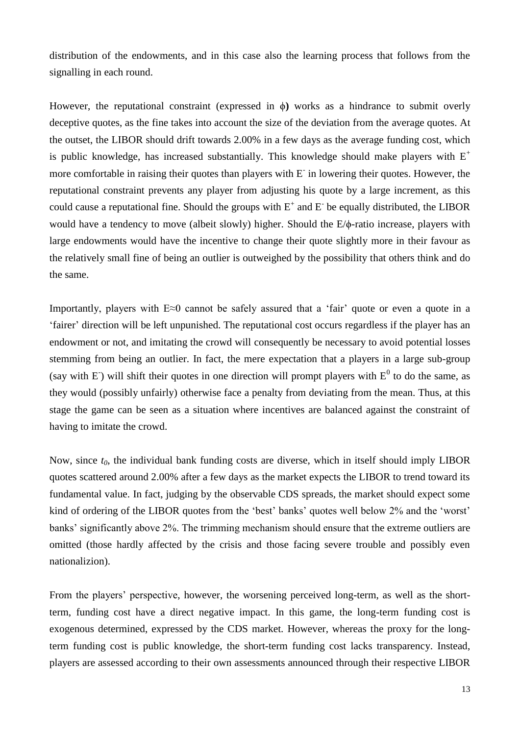distribution of the endowments, and in this case also the learning process that follows from the signalling in each round.

However, the reputational constraint (expressed in $\phi$**)** works as a hindrance to submit overly deceptive quotes, as the fine takes into account the size of the deviation from the average quotes. At the outset, the LIBOR should drift towards 2.00% in a few days as the average funding cost, which is public knowledge, has increased substantially. This knowledge should make players with $E^+$ more comfortable in raising their quotes than players with $E^-$ in lowering their quotes. However, the reputational constraint prevents any player from adjusting his quote by a large increment, as this could cause a reputational fine. Should the groups with $E^+$ and $E^-$ be equally distributed, the LIBOR would have a tendency to move (albeit slowly) higher. Should the $E/\phi$-ratio increase, players with large endowments would have the incentive to change their quote slightly more in their favour as the relatively small fine of being an outlier is outweighed by the possibility that others think and do the same.

Importantly, players with $E \approx 0$ cannot be safely assured that a 'fair' quote or even a quote in a 'fairer' direction will be left unpunished. The reputational cost occurs regardless if the player has an endowment or not, and imitating the crowd will consequently be necessary to avoid potential losses stemming from being an outlier. In fact, the mere expectation that a players in a large sub-group (say with $E^-$) will shift their quotes in one direction will prompt players with $E^0$ to do the same, as they would (possibly unfairly) otherwise face a penalty from deviating from the mean. Thus, at this stage the game can be seen as a situation where incentives are balanced against the constraint of having to imitate the crowd.

Now, since $t_0$, the individual bank funding costs are diverse, which in itself should imply LIBOR quotes scattered around 2.00% after a few days as the market expects the LIBOR to trend toward its fundamental value. In fact, judging by the observable CDS spreads, the market should expect some kind of ordering of the LIBOR quotes from the 'best' banks' quotes well below 2% and the 'worst' banks' significantly above 2%. The trimming mechanism should ensure that the extreme outliers are omitted (those hardly affected by the crisis and those facing severe trouble and possibly even nationalizion).

From the players' perspective, however, the worsening perceived long-term, as well as the short-term, funding cost have a direct negative impact. In this game, the long-term funding cost is exogenous determined, expressed by the CDS market. However, whereas the proxy for the long-term funding cost is public knowledge, the short-term funding cost lacks transparency. Instead, players are assessed according to their own assessments announced through their respective LIBOR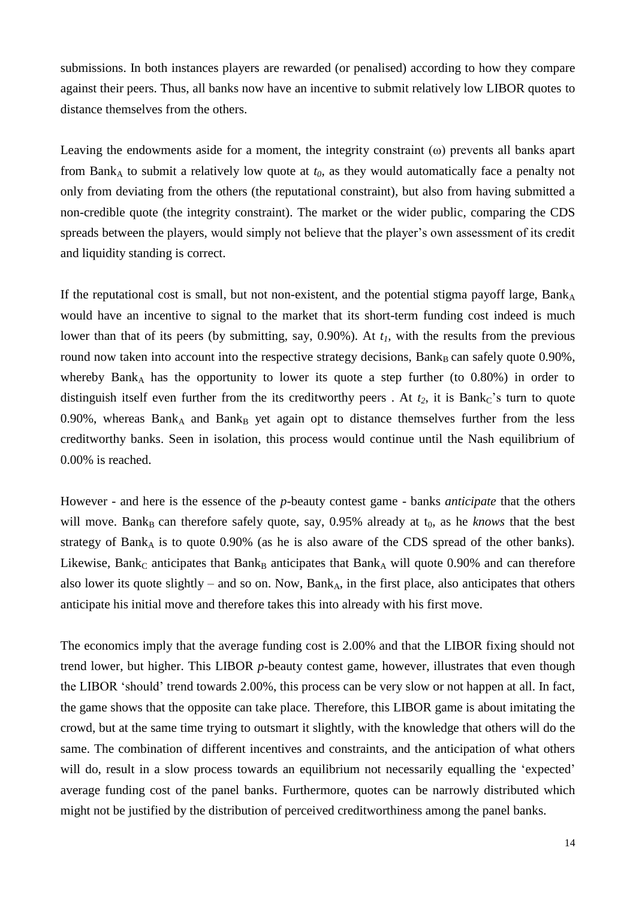submissions. In both instances players are rewarded (or penalised) according to how they compare against their peers. Thus, all banks now have an incentive to submit relatively low LIBOR quotes to distance themselves from the others.

Leaving the endowments aside for a moment, the integrity constraint (ω) prevents all banks apart from $Bank_A$ to submit a relatively low quote at $t_0$, as they would automatically face a penalty not only from deviating from the others (the reputational constraint), but also from having submitted a non-credible quote (the integrity constraint). The market or the wider public, comparing the CDS spreads between the players, would simply not believe that the player's own assessment of its credit and liquidity standing is correct.

If the reputational cost is small, but not non-existent, and the potential stigma payoff large, $Bank_A$ would have an incentive to signal to the market that its short-term funding cost indeed is much lower than that of its peers (by submitting, say, 0.90%). At $t_1$, with the results from the previous round now taken into account into the respective strategy decisions, $Bank_B$ can safely quote 0.90%, whereby $Bank_A$ has the opportunity to lower its quote a step further (to 0.80%) in order to distinguish itself even further from the its creditworthy peers . At $t_2$, it is $Bank_C$'s turn to quote 0.90%, whereas $Bank_A$ and $Bank_B$ yet again opt to distance themselves further from the less creditworthy banks. Seen in isolation, this process would continue until the Nash equilibrium of 0.00% is reached.

However - and here is the essence of the *p*-beauty contest game - banks *anticipate* that the others will move. $Bank_B$ can therefore safely quote, say, 0.95% already at $t_0$, as he *knows* that the best strategy of $Bank_A$ is to quote 0.90% (as he is also aware of the CDS spread of the other banks). Likewise, $Bank_C$ anticipates that $Bank_B$ anticipates that $Bank_A$ will quote 0.90% and can therefore also lower its quote slightly – and so on. Now, $Bank_A$, in the first place, also anticipates that others anticipate his initial move and therefore takes this into already with his first move.

The economics imply that the average funding cost is 2.00% and that the LIBOR fixing should not trend lower, but higher. This LIBOR *p*-beauty contest game, however, illustrates that even though the LIBOR 'should' trend towards 2.00%, this process can be very slow or not happen at all. In fact, the game shows that the opposite can take place. Therefore, this LIBOR game is about imitating the crowd, but at the same time trying to outsmart it slightly, with the knowledge that others will do the same. The combination of different incentives and constraints, and the anticipation of what others will do, result in a slow process towards an equilibrium not necessarily equalling the 'expected' average funding cost of the panel banks. Furthermore, quotes can be narrowly distributed which might not be justified by the distribution of perceived creditworthiness among the panel banks.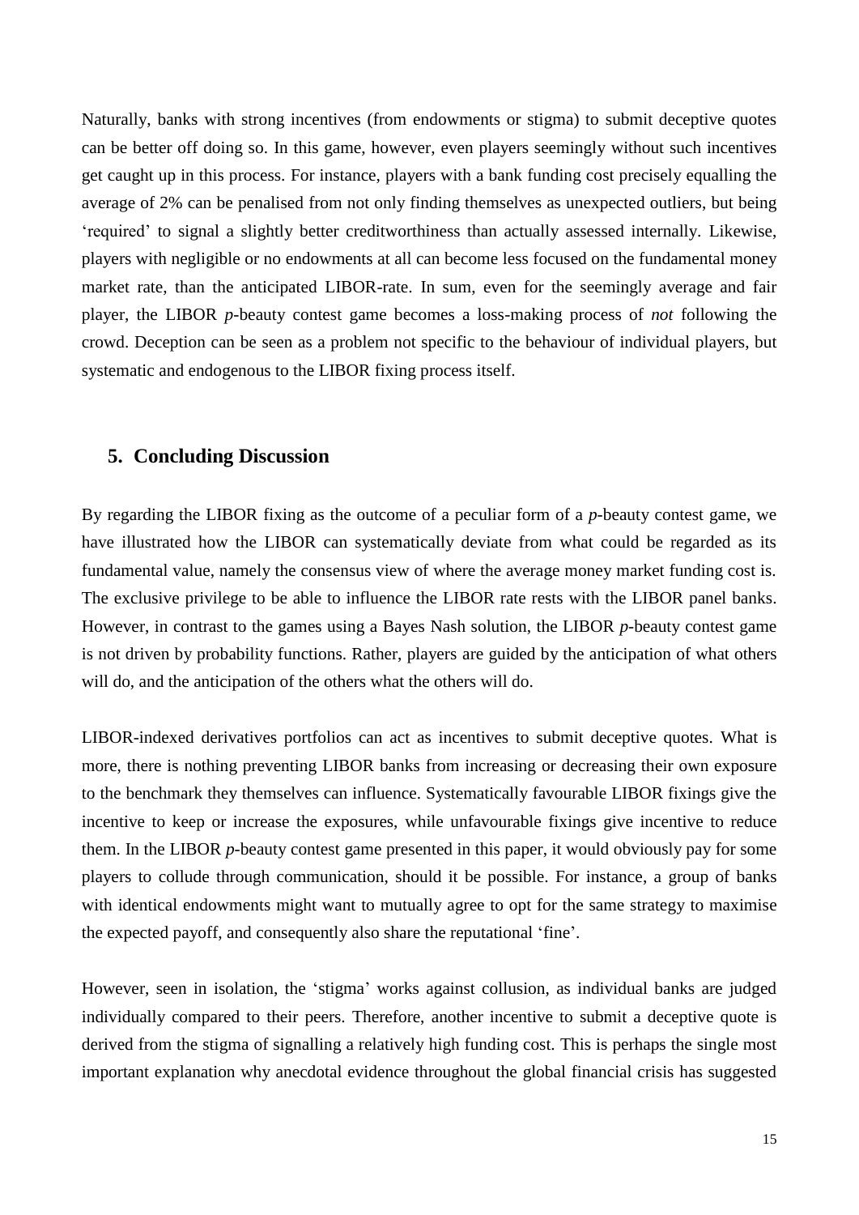Naturally, banks with strong incentives (from endowments or stigma) to submit deceptive quotes can be better off doing so. In this game, however, even players seemingly without such incentives get caught up in this process. For instance, players with a bank funding cost precisely equalling the average of 2% can be penalised from not only finding themselves as unexpected outliers, but being 'required' to signal a slightly better creditworthiness than actually assessed internally. Likewise, players with negligible or no endowments at all can become less focused on the fundamental money market rate, than the anticipated LIBOR-rate. In sum, even for the seemingly average and fair player, the LIBOR *p*-beauty contest game becomes a loss-making process of *not* following the crowd. Deception can be seen as a problem not specific to the behaviour of individual players, but systematic and endogenous to the LIBOR fixing process itself.

## 5. Concluding Discussion

By regarding the LIBOR fixing as the outcome of a peculiar form of a *p*-beauty contest game, we have illustrated how the LIBOR can systematically deviate from what could be regarded as its fundamental value, namely the consensus view of where the average money market funding cost is. The exclusive privilege to be able to influence the LIBOR rate rests with the LIBOR panel banks. However, in contrast to the games using a Bayes Nash solution, the LIBOR *p*-beauty contest game is not driven by probability functions. Rather, players are guided by the anticipation of what others will do, and the anticipation of the others what the others will do.

LIBOR-indexed derivatives portfolios can act as incentives to submit deceptive quotes. What is more, there is nothing preventing LIBOR banks from increasing or decreasing their own exposure to the benchmark they themselves can influence. Systematically favourable LIBOR fixings give the incentive to keep or increase the exposures, while unfavourable fixings give incentive to reduce them. In the LIBOR *p*-beauty contest game presented in this paper, it would obviously pay for some players to collude through communication, should it be possible. For instance, a group of banks with identical endowments might want to mutually agree to opt for the same strategy to maximise the expected payoff, and consequently also share the reputational 'fine'.

However, seen in isolation, the 'stigma' works against collusion, as individual banks are judged individually compared to their peers. Therefore, another incentive to submit a deceptive quote is derived from the stigma of signalling a relatively high funding cost. This is perhaps the single most important explanation why anecdotal evidence throughout the global financial crisis has suggested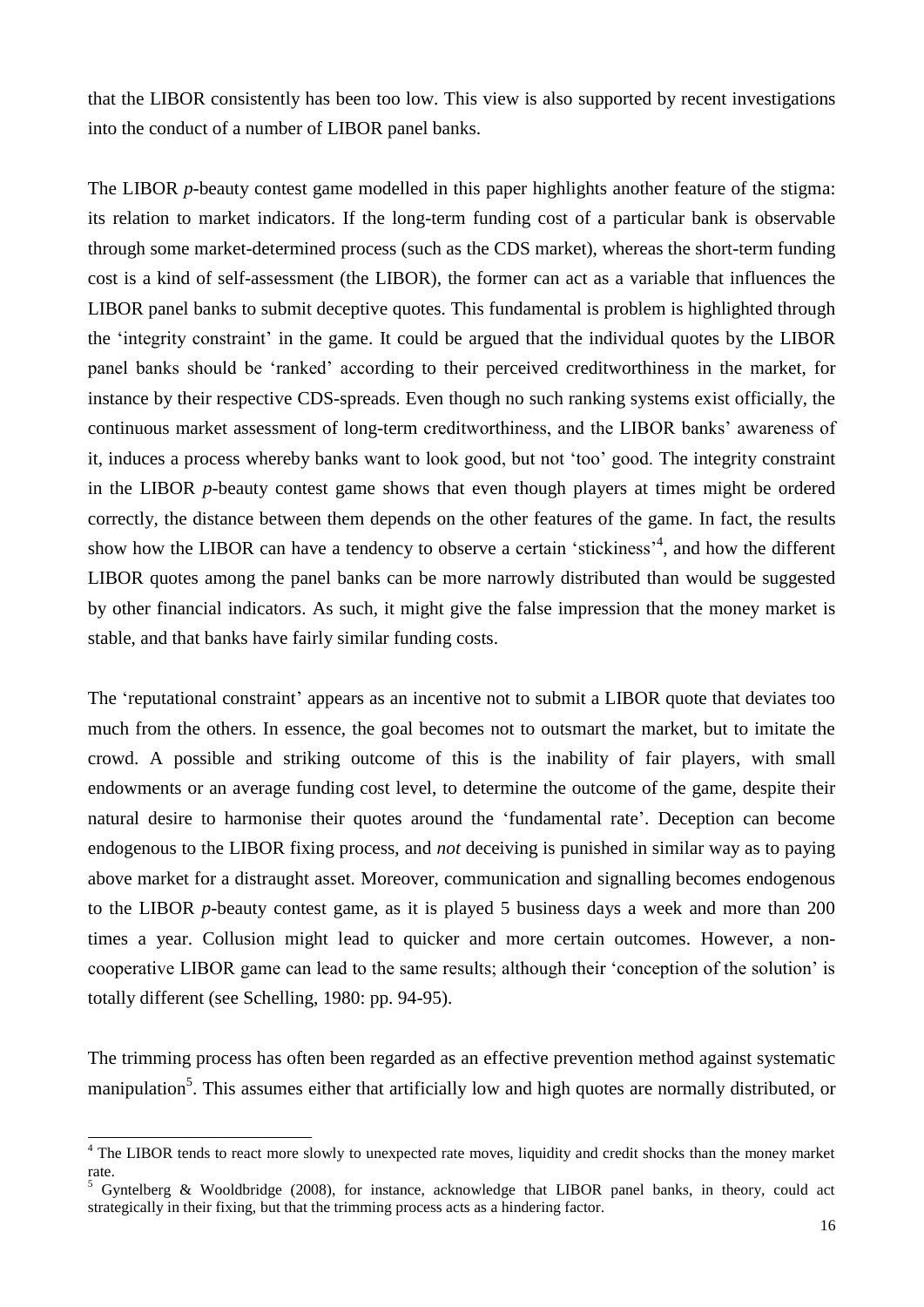that the LIBOR consistently has been too low. This view is also supported by recent investigations into the conduct of a number of LIBOR panel banks.

The LIBOR *p*-beauty contest game modelled in this paper highlights another feature of the stigma: its relation to market indicators. If the long-term funding cost of a particular bank is observable through some market-determined process (such as the CDS market), whereas the short-term funding cost is a kind of self-assessment (the LIBOR), the former can act as a variable that influences the LIBOR panel banks to submit deceptive quotes. This fundamental is problem is highlighted through the 'integrity constraint' in the game. It could be argued that the individual quotes by the LIBOR panel banks should be 'ranked' according to their perceived creditworthiness in the market, for instance by their respective CDS-spreads. Even though no such ranking systems exist officially, the continuous market assessment of long-term creditworthiness, and the LIBOR banks' awareness of it, induces a process whereby banks want to look good, but not 'too' good. The integrity constraint in the LIBOR *p*-beauty contest game shows that even though players at times might be ordered correctly, the distance between them depends on the other features of the game. In fact, the results show how the LIBOR can have a tendency to observe a certain 'stickiness'[4], and how the different LIBOR quotes among the panel banks can be more narrowly distributed than would be suggested by other financial indicators. As such, it might give the false impression that the money market is stable, and that banks have fairly similar funding costs.

The 'reputational constraint' appears as an incentive not to submit a LIBOR quote that deviates too much from the others. In essence, the goal becomes not to outsmart the market, but to imitate the crowd. A possible and striking outcome of this is the inability of fair players, with small endowments or an average funding cost level, to determine the outcome of the game, despite their natural desire to harmonise their quotes around the 'fundamental rate'. Deception can become endogenous to the LIBOR fixing process, and *not* deceiving is punished in similar way as to paying above market for a distraught asset. Moreover, communication and signalling becomes endogenous to the LIBOR *p*-beauty contest game, as it is played 5 business days a week and more than 200 times a year. Collusion might lead to quicker and more certain outcomes. However, a non-cooperative LIBOR game can lead to the same results; although their 'conception of the solution' is totally different (see Schelling, 1980: pp. 94-95).

The trimming process has often been regarded as an effective prevention method against systematic manipulation[5]. This assumes either that artificially low and high quotes are normally distributed, or

[4] The LIBOR tends to react more slowly to unexpected rate moves, liquidity and credit shocks than the money market rate.

[5] Gyntelberg & Wooldbridge (2008), for instance, acknowledge that LIBOR panel banks, in theory, could act strategically in their fixing, but that the trimming process acts as a hindering factor.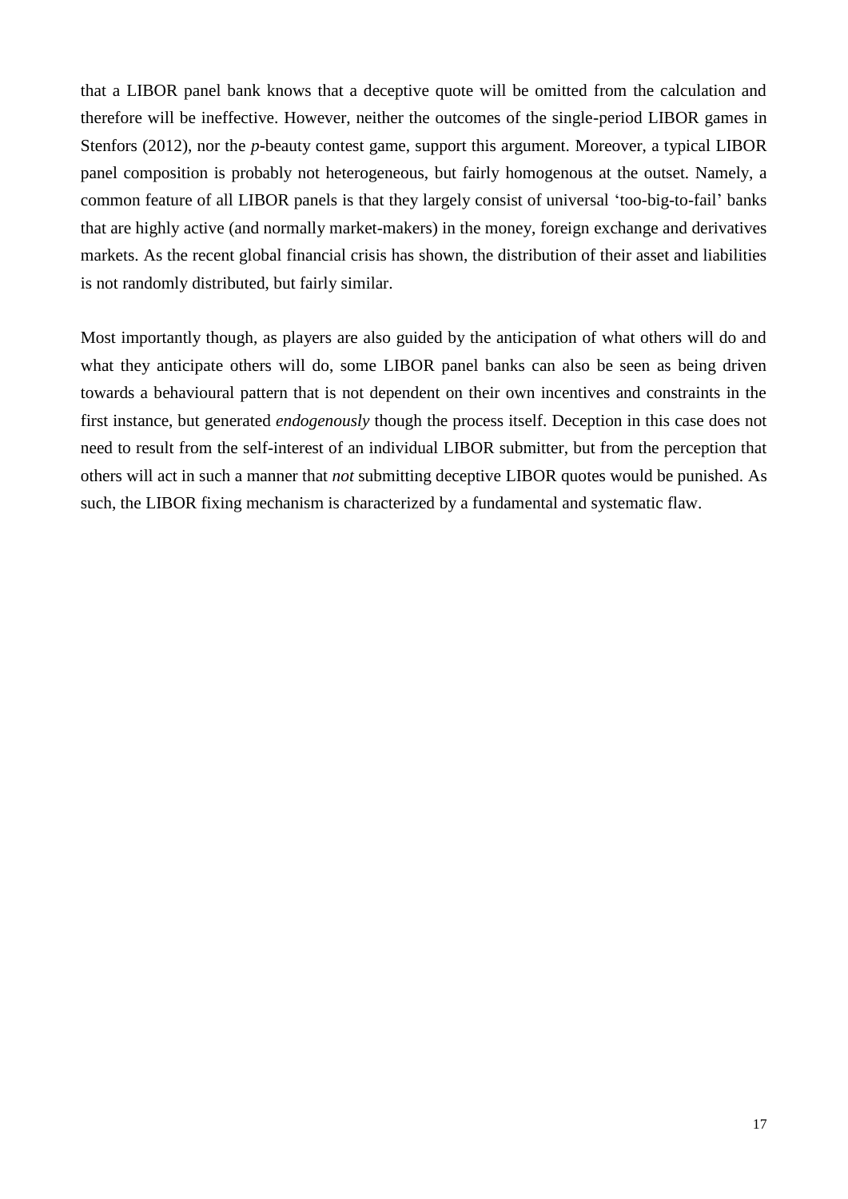that a LIBOR panel bank knows that a deceptive quote will be omitted from the calculation and therefore will be ineffective. However, neither the outcomes of the single-period LIBOR games in Stenfors (2012), nor the *p*-beauty contest game, support this argument. Moreover, a typical LIBOR panel composition is probably not heterogeneous, but fairly homogenous at the outset. Namely, a common feature of all LIBOR panels is that they largely consist of universal 'too-big-to-fail' banks that are highly active (and normally market-makers) in the money, foreign exchange and derivatives markets. As the recent global financial crisis has shown, the distribution of their asset and liabilities is not randomly distributed, but fairly similar.

Most importantly though, as players are also guided by the anticipation of what others will do and what they anticipate others will do, some LIBOR panel banks can also be seen as being driven towards a behavioural pattern that is not dependent on their own incentives and constraints in the first instance, but generated *endogenously* though the process itself. Deception in this case does not need to result from the self-interest of an individual LIBOR submitter, but from the perception that others will act in such a manner that *not* submitting deceptive LIBOR quotes would be punished. As such, the LIBOR fixing mechanism is characterized by a fundamental and systematic flaw.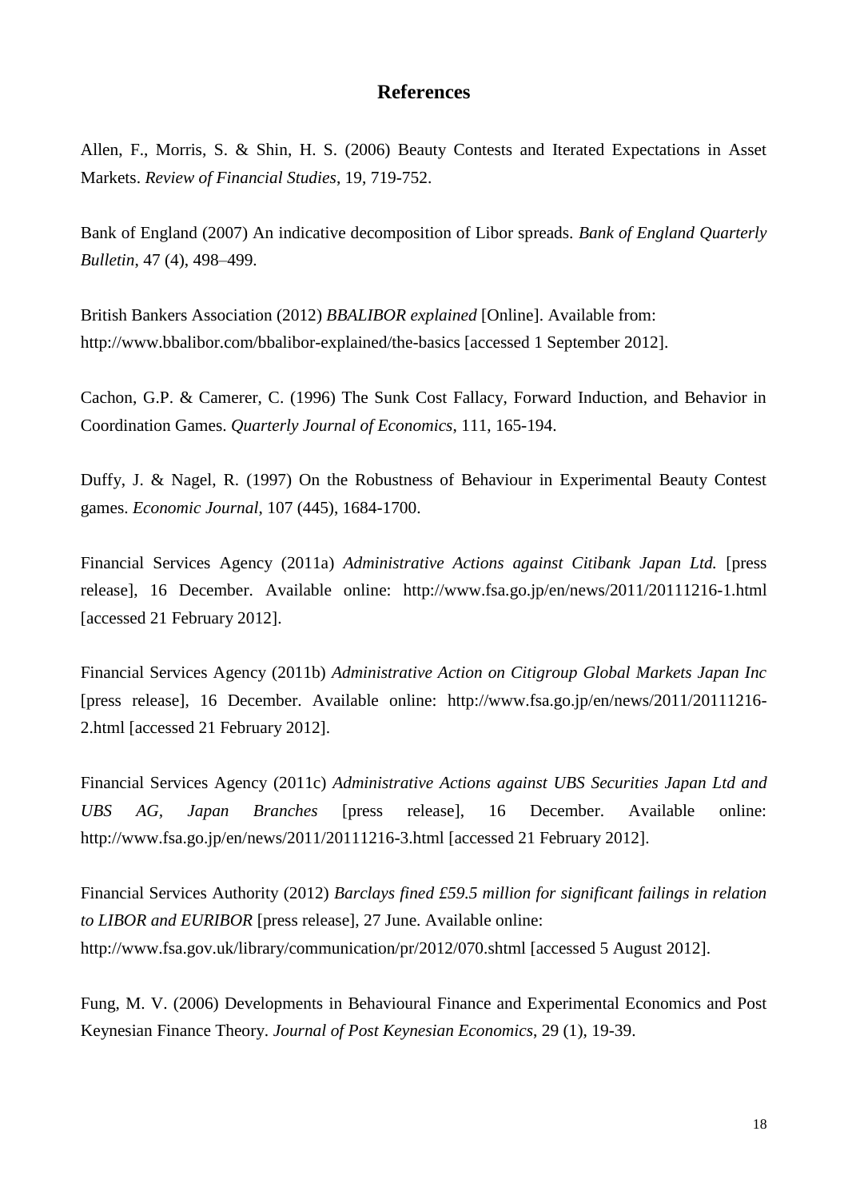## References

Allen, F., Morris, S. & Shin, H. S. (2006) Beauty Contests and Iterated Expectations in Asset Markets. *Review of Financial Studies*, 19, 719-752.

Bank of England (2007) An indicative decomposition of Libor spreads. *Bank of England Quarterly Bulletin*, 47 (4), 498–499.

British Bankers Association (2012) *BBALIBOR explained* [Online]. Available from: http://www.bbalibor.com/bbalibor-explained/the-basics [accessed 1 September 2012].

Cachon, G.P. & Camerer, C. (1996) The Sunk Cost Fallacy, Forward Induction, and Behavior in Coordination Games. *Quarterly Journal of Economics*, 111, 165-194.

Duffy, J. & Nagel, R. (1997) On the Robustness of Behaviour in Experimental Beauty Contest games. *Economic Journal*, 107 (445), 1684-1700.

Financial Services Agency (2011a) *Administrative Actions against Citibank Japan Ltd.* [press release], 16 December. Available online: http://www.fsa.go.jp/en/news/2011/20111216-1.html [accessed 21 February 2012].

Financial Services Agency (2011b) *Administrative Action on Citigroup Global Markets Japan Inc* [press release], 16 December. Available online: http://www.fsa.go.jp/en/news/2011/20111216-2.html [accessed 21 February 2012].

Financial Services Agency (2011c) *Administrative Actions against UBS Securities Japan Ltd and UBS AG, Japan Branches* [press release], 16 December. Available online: http://www.fsa.go.jp/en/news/2011/20111216-3.html [accessed 21 February 2012].

Financial Services Authority (2012) *Barclays fined £59.5 million for significant failings in relation to LIBOR and EURIBOR* [press release], 27 June. Available online: http://www.fsa.gov.uk/library/communication/pr/2012/070.shtml [accessed 5 August 2012].

Fung, M. V. (2006) Developments in Behavioural Finance and Experimental Economics and Post Keynesian Finance Theory. *Journal of Post Keynesian Economics*, 29 (1), 19-39.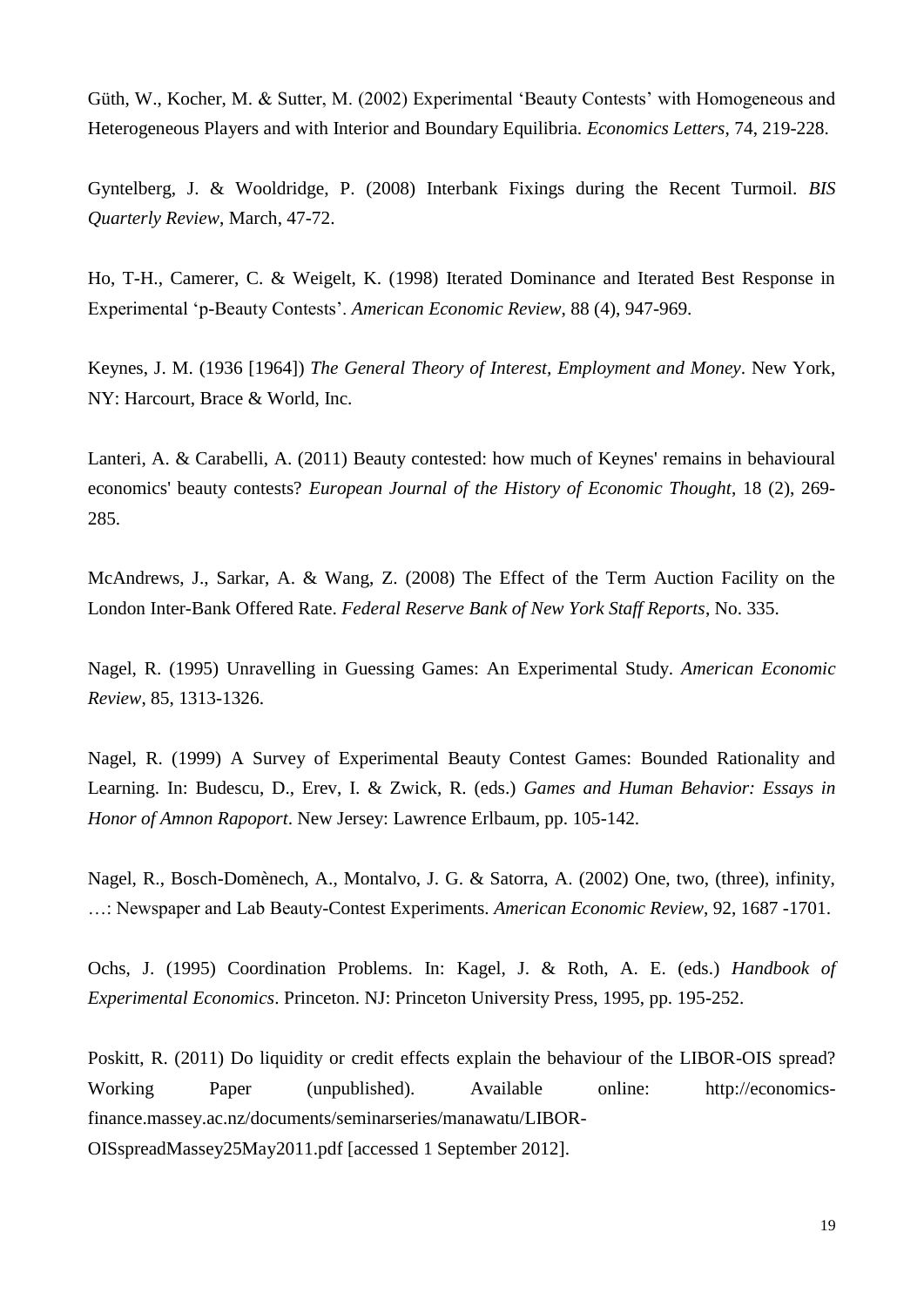Güth, W., Kocher, M. & Sutter, M. (2002) Experimental 'Beauty Contests' with Homogeneous and Heterogeneous Players and with Interior and Boundary Equilibria. *Economics Letters*, 74, 219-228.

Gyntelberg, J. & Wooldridge, P. (2008) Interbank Fixings during the Recent Turmoil. *BIS Quarterly Review*, March, 47-72.

Ho, T-H., Camerer, C. & Weigelt, K. (1998) Iterated Dominance and Iterated Best Response in Experimental 'p-Beauty Contests'. *American Economic Review*, 88 (4), 947-969.

Keynes, J. M. (1936 [1964]) *The General Theory of Interest, Employment and Money*. New York, NY: Harcourt, Brace & World, Inc.

Lanteri, A. & Carabelli, A. (2011) Beauty contested: how much of Keynes' remains in behavioural economics' beauty contests? *European Journal of the History of Economic Thought*, 18 (2), 269-285.

McAndrews, J., Sarkar, A. & Wang, Z. (2008) The Effect of the Term Auction Facility on the London Inter-Bank Offered Rate. *Federal Reserve Bank of New York Staff Reports*, No. 335.

Nagel, R. (1995) Unravelling in Guessing Games: An Experimental Study. *American Economic Review*, 85, 1313-1326.

Nagel, R. (1999) A Survey of Experimental Beauty Contest Games: Bounded Rationality and Learning. In: Budescu, D., Erev, I. & Zwick, R. (eds.) *Games and Human Behavior: Essays in Honor of Amnon Rapoport*. New Jersey: Lawrence Erlbaum, pp. 105-142.

Nagel, R., Bosch-Domènech, A., Montalvo, J. G. & Satorra, A. (2002) One, two, (three), infinity, …: Newspaper and Lab Beauty-Contest Experiments. *American Economic Review*, 92, 1687 -1701.

Ochs, J. (1995) Coordination Problems. In: Kagel, J. & Roth, A. E. (eds.) *Handbook of Experimental Economics*. Princeton. NJ: Princeton University Press, 1995, pp. 195-252.

Poskitt, R. (2011) Do liquidity or credit effects explain the behaviour of the LIBOR-OIS spread? Working Paper (unpublished). Available online: http://economics-finance.massey.ac.nz/documents/seminarseries/manawatu/LIBOR-OISspreadMassey25May2011.pdf [accessed 1 September 2012].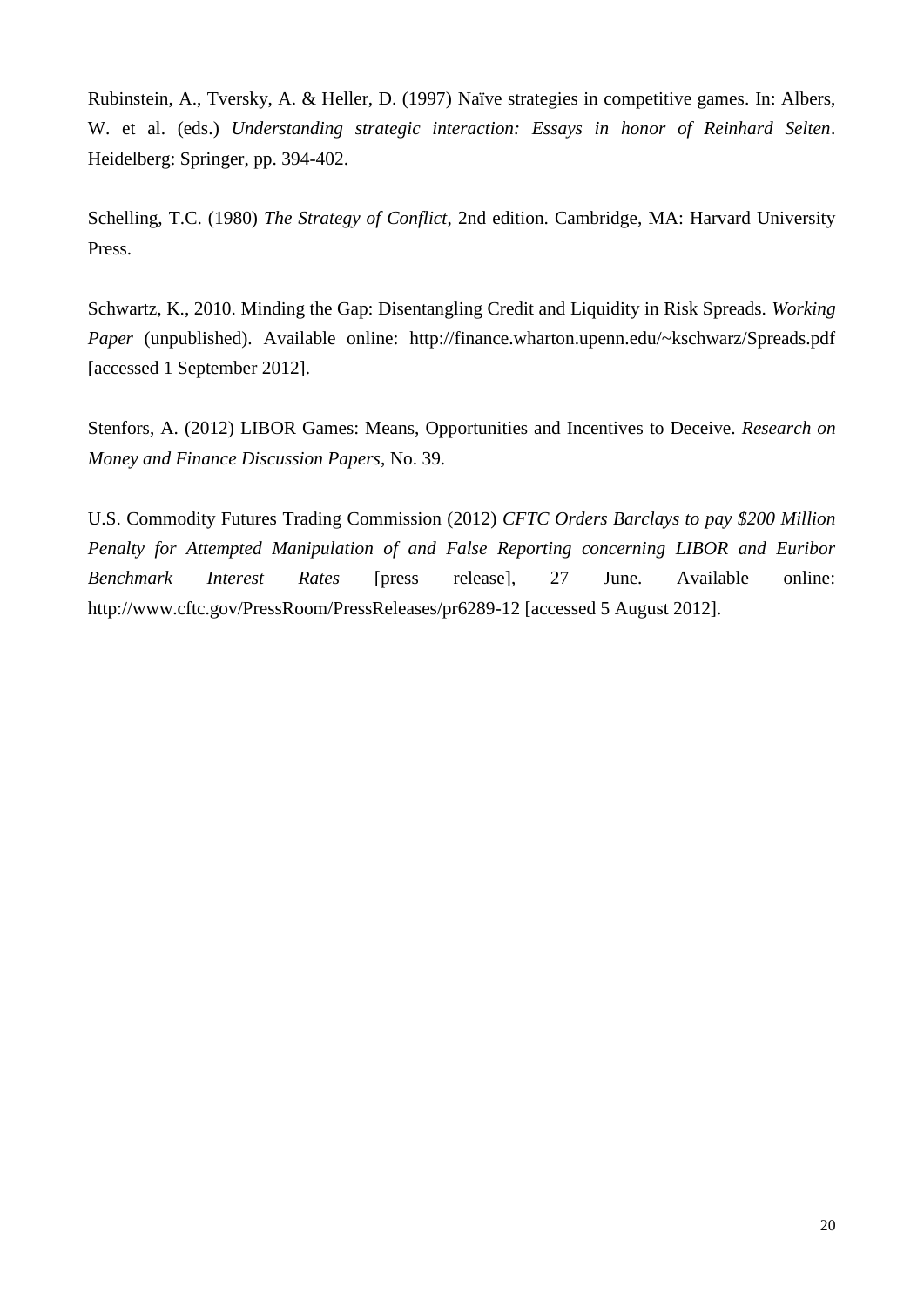Rubinstein, A., Tversky, A. & Heller, D. (1997) Naïve strategies in competitive games. In: Albers, W. et al. (eds.) *Understanding strategic interaction: Essays in honor of Reinhard Selten*. Heidelberg: Springer, pp. 394-402.

Schelling, T.C. (1980) *The Strategy of Conflict*, 2nd edition. Cambridge, MA: Harvard University Press.

Schwartz, K., 2010. Minding the Gap: Disentangling Credit and Liquidity in Risk Spreads. *Working Paper* (unpublished). Available online: http://finance.wharton.upenn.edu/~kschwarz/Spreads.pdf [accessed 1 September 2012].

Stenfors, A. (2012) LIBOR Games: Means, Opportunities and Incentives to Deceive. *Research on Money and Finance Discussion Papers*, No. 39.

U.S. Commodity Futures Trading Commission (2012) *CFTC Orders Barclays to pay $200 Million Penalty for Attempted Manipulation of and False Reporting concerning LIBOR and Euribor Benchmark Interest Rates* [press release], 27 June. Available online: http://www.cftc.gov/PressRoom/PressReleases/pr6289-12 [accessed 5 August 2012].